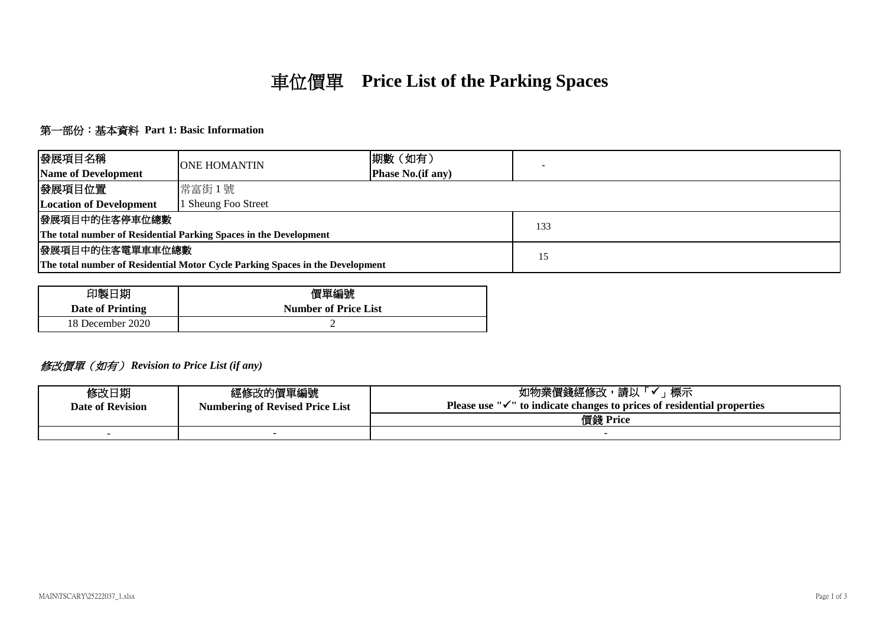# 車位價單 Price List of the Parking Spaces

## 第一部份：基本資料 Part 1: Basic Information

| 發展項目名稱<br>**Name of Development** | ONE HOMANTIN | 期數（如有）<br>**Phase No.(if any)** | - |
|---|---|---|---|
| 發展項目位置<br>**Location of Development** | 常富街 1 號<br>1 Sheung Foo Street | | |
| 發展項目中的住客停車位總數<br>**The total number of Residential Parking Spaces in the Development** | | | 133 |
| 發展項目中的住客電單車車位總數<br>**The total number of Residential Motor Cycle Parking Spaces in the Development** | | | 15 |

| 印製日期<br>**Date of Printing** | 價單編號<br>**Number of Price List** |
|---|---|
| 18 December 2020 | 2 |

### *修改價單（如有） Revision to Price List (if any)*

| 修改日期<br>**Date of Revision** | 經修改的價單編號<br>**Numbering of Revised Price List** | 如物業價錢經修改，請以「✓」標示<br>**Please use "✓" to indicate changes to prices of residential properties** |
|---|---|---|
| | | **價錢 Price** |
| - | - | - |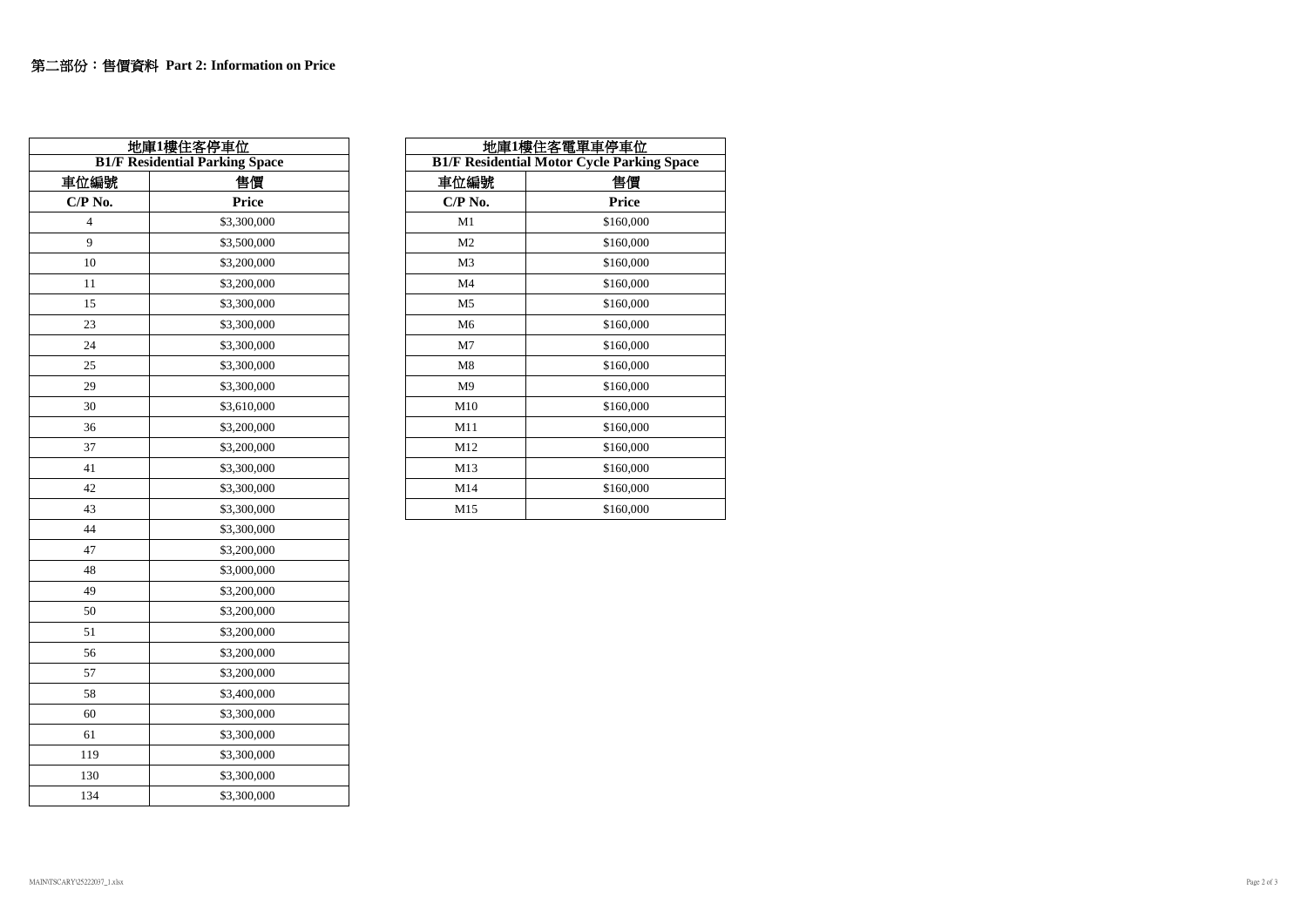## 第二部份：售價資料 Part 2: Information on Price

| 地庫1樓住客停車位 B1/F Residential Parking Space | |
|---|---|
| 車位編號 C/P No. | 售價 Price |
| 4 | $3,300,000 |
| 9 | $3,500,000 |
| 10 | $3,200,000 |
| 11 | $3,200,000 |
| 15 | $3,300,000 |
| 23 | $3,300,000 |
| 24 | $3,300,000 |
| 25 | $3,300,000 |
| 29 | $3,300,000 |
| 30 | $3,610,000 |
| 36 | $3,200,000 |
| 37 | $3,200,000 |
| 41 | $3,300,000 |
| 42 | $3,300,000 |
| 43 | $3,300,000 |
| 44 | $3,300,000 |
| 47 | $3,200,000 |
| 48 | $3,000,000 |
| 49 | $3,200,000 |
| 50 | $3,200,000 |
| 51 | $3,200,000 |
| 56 | $3,200,000 |
| 57 | $3,200,000 |
| 58 | $3,400,000 |
| 60 | $3,300,000 |
| 61 | $3,300,000 |
| 119 | $3,300,000 |
| 130 | $3,300,000 |
| 134 | $3,300,000 |

| 地庫1樓住客電單車停車位 B1/F Residential Motor Cycle Parking Space | |
|---|---|
| 車位編號 C/P No. | 售價 Price |
| M1 | $160,000 |
| M2 | $160,000 |
| M3 | $160,000 |
| M4 | $160,000 |
| M5 | $160,000 |
| M6 | $160,000 |
| M7 | $160,000 |
| M8 | $160,000 |
| M9 | $160,000 |
| M10 | $160,000 |
| M11 | $160,000 |
| M12 | $160,000 |
| M13 | $160,000 |
| M14 | $160,000 |
| M15 | $160,000 |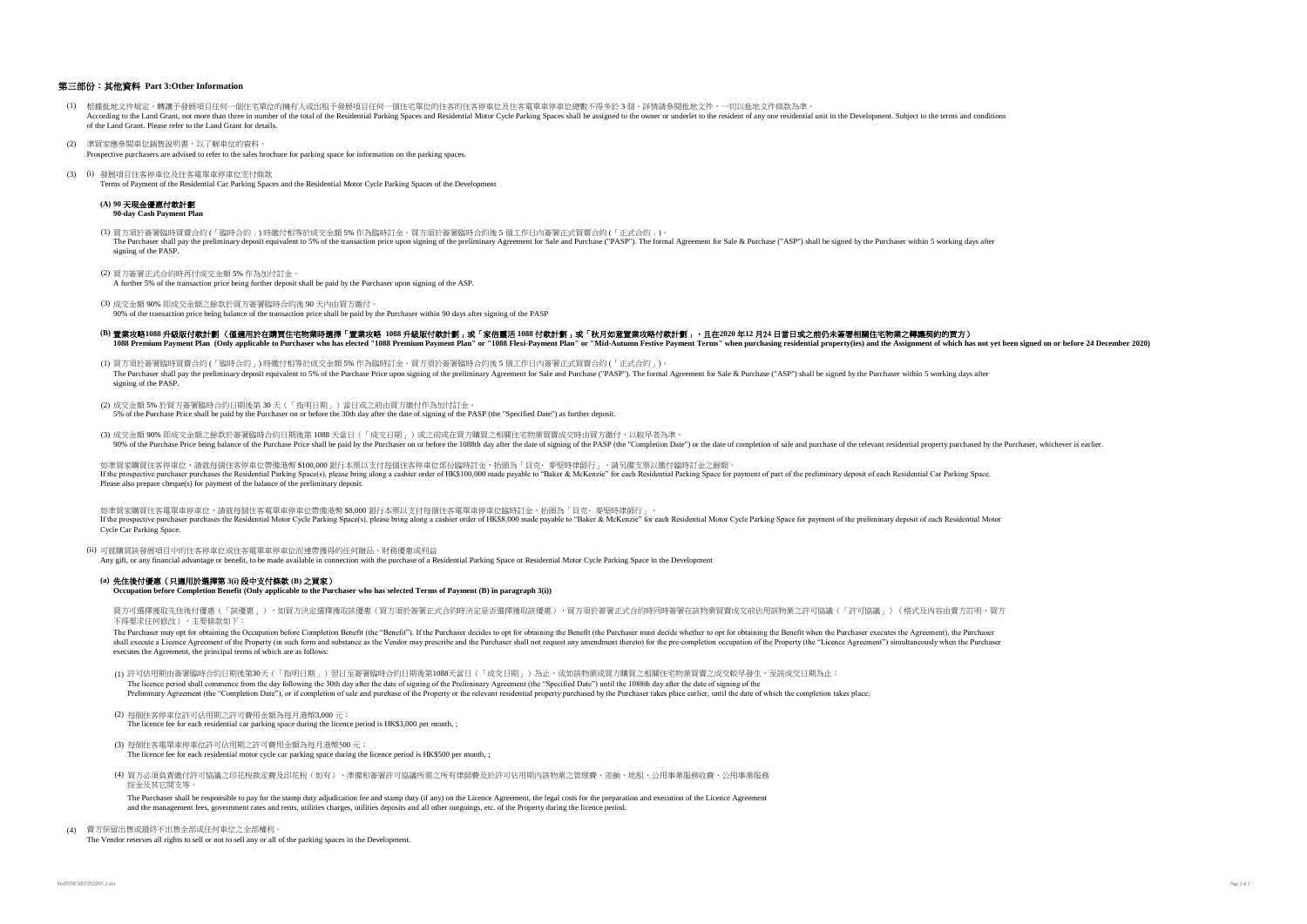## 第三部份：其他資料 Part 3:Other Information

(1) 根據批地文件規定，轉讓予發展項目任何一個住宅單位的擁有人或出租予發展項目任何一個住宅單位的住客的住客停車車位及住客電單車停車位總數不得多於 3 個。詳情請參閱批地文件，一切以批地文件條款為準。
According to the Land Grant, not more than three in number of the total of the Residential Parking Spaces and Residential Motor Cycle Parking Spaces shall be assigned to the owner or underlet to the resident of any one residential unit in the Development. Subject to the terms and conditions of the Land Grant. Please refer to the Land Grant for details.

(2) 準買家應參閱車位銷售說明書，以了解車位的資料。
Prospective purchasers are advised to refer to the sales brochure for parking space for information on the parking spaces.

(3) (i) 發展項目住客停車位及住客電單車停車位支付條款
Terms of Payment of the Residential Car Parking Spaces and the Residential Motor Cycle Parking Spaces of the Development

**(A) 90 天現金優惠付款計劃**
**90-day Cash Payment Plan**

(1) 買方須於簽署臨時買賣合約 (「臨時合約」) 時繳付相等於成交金額 5% 作為臨時訂金。買方須於簽署臨時合約後 5 個工作日內簽署正式買賣合約 (「正式合約」)。
The Purchaser shall pay the preliminary deposit equivalent to 5% of the transaction price upon signing of the preliminary Agreement for Sale and Purchase ("PASP"). The formal Agreement for Sale & Purchase ("ASP") shall be signed by the Purchaser within 5 working days after signing of the PASP.

(2) 買方簽署正式合約時再付成交金額 5% 作為加付訂金。
A further 5% of the transaction price being further deposit shall be paid by the Purchaser upon signing of the ASP.

(3) 成交金額 90% 即成交金額之餘款於買方簽署臨時合約後 90 天內由買方繳付。
90% of the transaction price being balance of the transaction price shall be paid by the Purchaser within 90 days after signing of the PASP

**(B) 置業攻略1088 升級版付款計劃 (僅適用於在購買住宅物業時選擇「置業攻略 1088 升級版付款計劃」或「家倍靈活 1088 付款計劃」或「秋月如意置業攻略付款計劃」，且在2020 年12 月24 日當日或之前仍未簽署相關住宅物業之轉讓契約的買方)**
**1088 Premium Payment Plan (Only applicable to Purchaser who has elected "1088 Premium Payment Plan" or "1088 Flexi-Payment Plan" or "Mid-Autumn Festive Payment Terms" when purchasing residential property(ies) and the Assignment of which has not yet been signed on or before 24 December 2020)**

(1) 買方須於簽署臨時買賣合約 (「臨時合約」) 時繳付相等於成交金額 5% 作為臨時訂金。買方須於簽署臨時合約後 5 個工作日內簽署正式買賣合約 (「正式合約」)。
The Purchaser shall pay the preliminary deposit equivalent to 5% of the Purchase Price upon signing of the preliminary Agreement for Sale and Purchase ("PASP"). The formal Agreement for Sale & Purchase ("ASP") shall be signed by the Purchaser within 5 working days after signing of the PASP.

(2) 成交金額 5% 於買方簽署臨時合約日期後第 30 天 (「指明日期」) 當日或之前由買方繳付作為加付訂金。
5% of the Purchase Price shall be paid by the Purchaser on or before the 30th day after the date of signing of the PASP (the "Specified Date") as further deposit.

(3) 成交金額 90% 即成交金額之餘款於簽署臨時合約日期後第 1088 天當日 (「成交日期」) 或之前或在買方購買之相關住宅物業買賣成交時由買方繳付，以較早者為準。
90% of the Purchase Price being balance of the Purchase Price shall be paid by the Purchaser on or before the 1088th day after the date of signing of the PASP (the "Completion Date") or the date of completion of sale and purchase of the relevant residential property purchased by the Purchaser, whichever is earlier.

如準買家購買住客停車位，請就每個住客停車位帶備港幣 $100,000 銀行本票以支付每個住客停車位部份臨時訂金，抬頭為「貝克．麥堅時律師行」。請另備支票以繳付臨時訂金之餘額。
If the prospective purchaser purchases the Residential Parking Space(s), please bring along a cashier order of HK$100,000 made payable to "Baker & McKenzie" for each Residential Parking Space for payment of part of the preliminary deposit of each Residential Car Parking Space. Please also prepare cheque(s) for payment of the balance of the preliminary deposit.

如準買家購買住客電單車停車位，請就每個住客電單車停車位帶備港幣 $8,000 銀行本票以支付每個住客電單車停車位臨時訂金，抬頭為「貝克．麥堅時律師行」。
If the prospective purchaser purchases the Residential Motor Cycle Parking Space(s), please bring along a cashier order of HK$8,000 made payable to "Baker & McKenzie" for each Residential Motor Cycle Parking Space for payment of the preliminary deposit of each Residential Motor Cycle Car Parking Space.

(ii) 可就購買該發展項目中的住客停車位或住客電單車停車位而連帶獲得的任何贈品、財務優惠或利益
Any gift, or any financial advantage or benefit, to be made available in connection with the purchase of a Residential Parking Space or Residential Motor Cycle Parking Space in the Development

**(a) 先住後付優惠 (只適用於選擇第 3(i) 段中支付條款 (B) 之買家)**
**Occupation before Completion Benefit (Only applicable to the Purchaser who has selected Terms of Payment (B) in paragraph 3(i))**

買方可選擇獲取先住後付優惠 (「該優惠」)。如買方決定選擇獲取該優惠 (買方須於簽署正式合約時決定是否選擇獲取該優惠)，買方須於簽署正式合約時同時簽署在該物業買賣成交前佔用該物業之許可協議 (「許可協議」) (格式及內容由賣方訂明，買方不得要求任何修改)，主要條款如下：
The Purchaser may opt for obtaining the Occupation before Completion Benefit (the "Benefit"). If the Purchaser decides to opt for obtaining the Benefit (the Purchaser must decide whether to opt for obtaining the Benefit when the Purchaser executes the Agreement), the Purchaser shall execute a Licence Agreement of the Property (in such form and substance as the Vendor may prescribe and the Purchaser shall not request any amendment thereto) for the pre-completion occupation of the Property (the "Licence Agreement") simultaneously when the Purchaser executes the Agreement, the principal terms of which are as follows:

(1) 許可佔用期由簽署臨時合約日期後第30天 (「指明日期」) 翌日至簽署臨時合約日期後第1088天當日 (「成交日期」) 為止，或如該物業或買方購買之相關住宅物業買賣之成交較早發生，至該成交日期為止；
The licence period shall commence from the day following the 30th day after the date of signing of the Preliminary Agreement (the "Specified Date") until the 1088th day after the date of signing of the Preliminary Agreement (the "Completion Date"), or if completion of sale and purchase of the Property or the relevant residential property purchased by the Purchaser takes place earlier, until the date of which the completion takes place;

(2) 每個住客停車位許可佔用期之許可費用金額為每月港幣3,000 元；
The licence fee for each residential car parking space during the licence period is HK$3,000 per month, ;

(3) 每個住客電單車停車位許可佔用期之許可費用金額為每月港幣500 元；
The licence fee for each residential motor cycle car parking space during the licence period is HK$500 per month, ;

(4) 買方必須負責繳付許可協議之印花稅裁定費及印花稅 (如有)、準備和簽署許可協議所需之所有律師費及於許可佔用期內該物業之管理費、差餉、地租、公用事業服務收費、公用事業服務按金及其它開支等。
The Purchaser shall be responsible to pay for the stamp duty adjudication fee and stamp duty (if any) on the Licence Agreement, the legal costs for the preparation and execution of the Licence Agreement and the management fees, government rates and rents, utilities charges, utilities deposits and all other outgoings, etc. of the Property during the licence period.

(4) 賣方保留出售或最終不出售全部或任何車位之全部權利。
The Vendor reserves all rights to sell or not to sell any or all of the parking spaces in the Development.